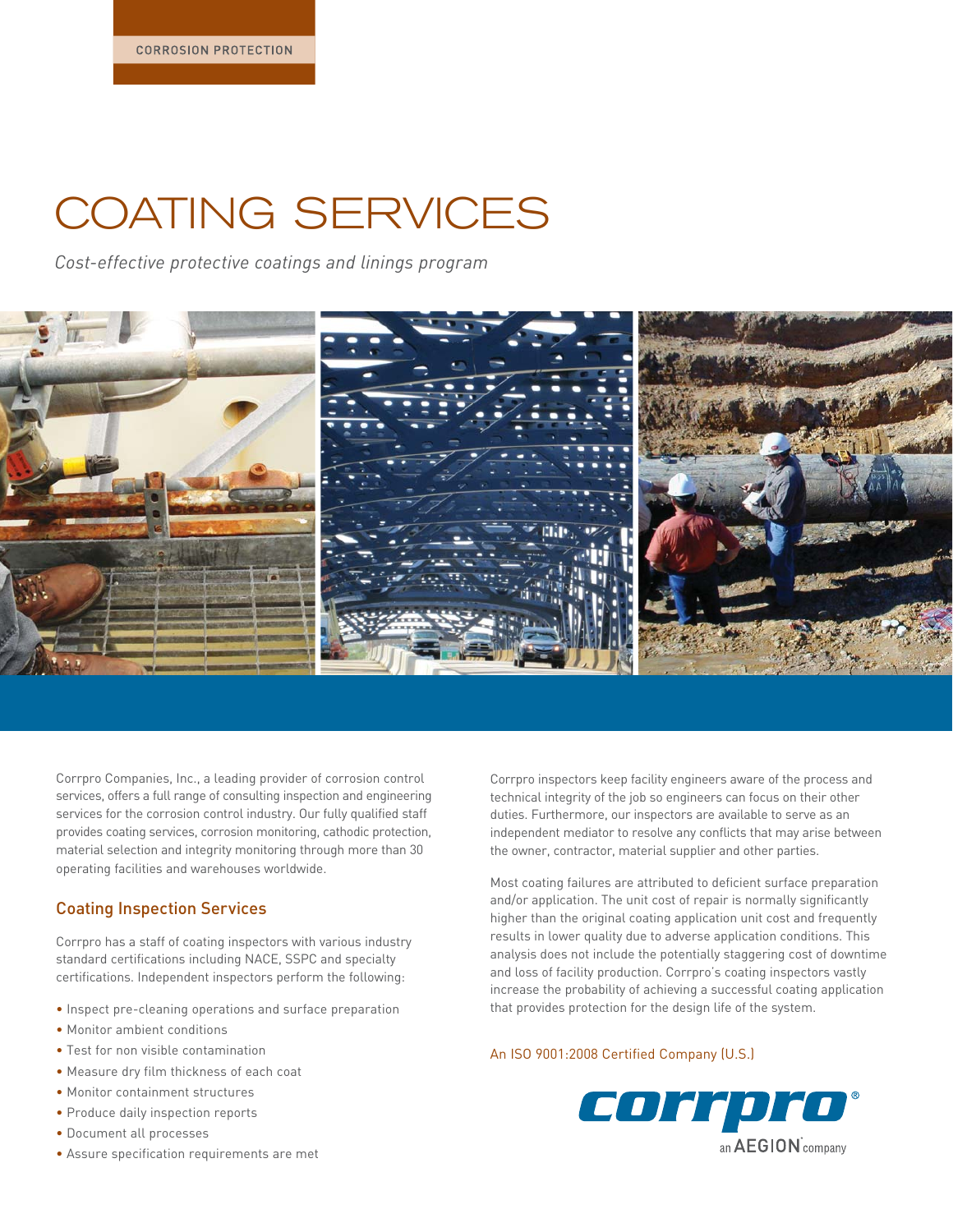CORROSION PROTECTION

# COATING SERVICES

*Cost-effective protective coatings and linings program*

Corrpro Companies, Inc., a leading provider of corrosion control services, offers a full range of consulting inspection and engineering services for the corrosion control industry. Our fully qualified staff provides coating services, corrosion monitoring, cathodic protection, material selection and integrity monitoring through more than 30 operating facilities and warehouses worldwide.

## Coating Inspection Services

Corrpro has a staff of coating inspectors with various industry standard certifications including NACE, SSPC and specialty certifications. Independent inspectors perform the following:

- Inspect pre-cleaning operations and surface preparation
- Monitor ambient conditions
- Test for non visible contamination
- Measure dry film thickness of each coat
- Monitor containment structures
- Produce daily inspection reports
- Document all processes
- Assure specification requirements are met

Corrpro inspectors keep facility engineers aware of the process and technical integrity of the job so engineers can focus on their other duties. Furthermore, our inspectors are available to serve as an independent mediator to resolve any conflicts that may arise between the owner, contractor, material supplier and other parties.

Most coating failures are attributed to deficient surface preparation and/or application. The unit cost of repair is normally significantly higher than the original coating application unit cost and frequently results in lower quality due to adverse application conditions. This analysis does not include the potentially staggering cost of downtime and loss of facility production. Corrpro's coating inspectors vastly increase the probability of achieving a successful coating application that provides protection for the design life of the system.

An ISO 9001:2008 Certified Company (U.S.)

corrpro® an AEGION company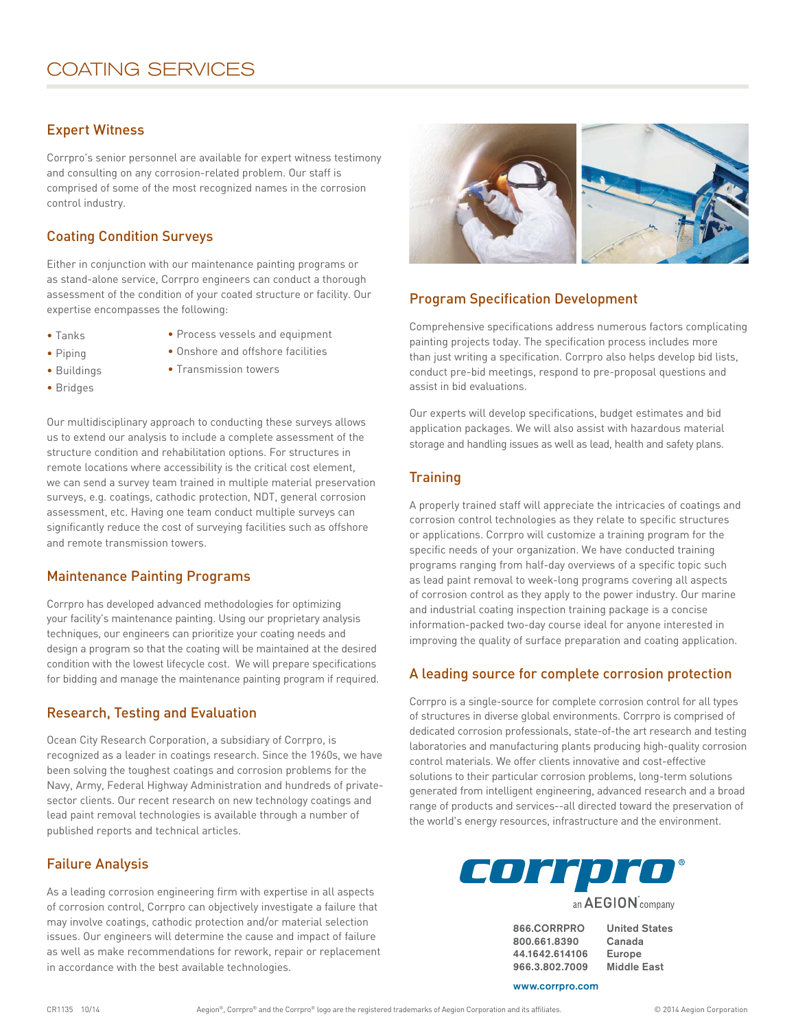# COATING SERVICES

## Expert Witness

Corrpro's senior personnel are available for expert witness testimony and consulting on any corrosion-related problem. Our staff is comprised of some of the most recognized names in the corrosion control industry.

## Coating Condition Surveys

Either in conjunction with our maintenance painting programs or as stand-alone service, Corrpro engineers can conduct a thorough assessment of the condition of your coated structure or facility. Our expertise encompasses the following:

- Tanks
- Piping
- Buildings
- Bridges
- Process vessels and equipment
- Onshore and offshore facilities
- Transmission towers

Our multidisciplinary approach to conducting these surveys allows us to extend our analysis to include a complete assessment of the structure condition and rehabilitation options. For structures in remote locations where accessibility is the critical cost element, we can send a survey team trained in multiple material preservation surveys, e.g. coatings, cathodic protection, NDT, general corrosion assessment, etc. Having one team conduct multiple surveys can significantly reduce the cost of surveying facilities such as offshore and remote transmission towers.

## Maintenance Painting Programs

Corrpro has developed advanced methodologies for optimizing your facility's maintenance painting. Using our proprietary analysis techniques, our engineers can prioritize your coating needs and design a program so that the coating will be maintained at the desired condition with the lowest lifecycle cost. We will prepare specifications for bidding and manage the maintenance painting program if required.

## Research, Testing and Evaluation

Ocean City Research Corporation, a subsidiary of Corrpro, is recognized as a leader in coatings research. Since the 1960s, we have been solving the toughest coatings and corrosion problems for the Navy, Army, Federal Highway Administration and hundreds of private-sector clients. Our recent research on new technology coatings and lead paint removal technologies is available through a number of published reports and technical articles.

## Failure Analysis

As a leading corrosion engineering firm with expertise in all aspects of corrosion control, Corrpro can objectively investigate a failure that may involve coatings, cathodic protection and/or material selection issues. Our engineers will determine the cause and impact of failure as well as make recommendations for rework, repair or replacement in accordance with the best available technologies.

## Program Specification Development

Comprehensive specifications address numerous factors complicating painting projects today. The specification process includes more than just writing a specification. Corrpro also helps develop bid lists, conduct pre-bid meetings, respond to pre-proposal questions and assist in bid evaluations.

Our experts will develop specifications, budget estimates and bid application packages. We will also assist with hazardous material storage and handling issues as well as lead, health and safety plans.

## Training

A properly trained staff will appreciate the intricacies of coatings and corrosion control technologies as they relate to specific structures or applications. Corrpro will customize a training program for the specific needs of your organization. We have conducted training programs ranging from half-day overviews of a specific topic such as lead paint removal to week-long programs covering all aspects of corrosion control as they apply to the power industry. Our marine and industrial coating inspection training package is a concise information-packed two-day course ideal for anyone interested in improving the quality of surface preparation and coating application.

## A leading source for complete corrosion protection

Corrpro is a single-source for complete corrosion control for all types of structures in diverse global environments. Corrpro is comprised of dedicated corrosion professionals, state-of-the art research and testing laboratories and manufacturing plants producing high-quality corrosion control materials. We offer clients innovative and cost-effective solutions to their particular corrosion problems, long-term solutions generated from intelligent engineering, advanced research and a broad range of products and services--all directed toward the preservation of the world's energy resources, infrastructure and the environment.

corrpro®

an AEGION® company

| | |
|---|---|
| 866.CORRPRO | United States |
| 800.661.8390 | Canada |
| 44.1642.614106 | Europe |
| 966.3.802.7009 | Middle East |

www.corrpro.com

CR1135 10/14 Aegion®, Corrpro® and the Corrpro® logo are the registered trademarks of Aegion Corporation and its affiliates. © 2014 Aegion Corporation